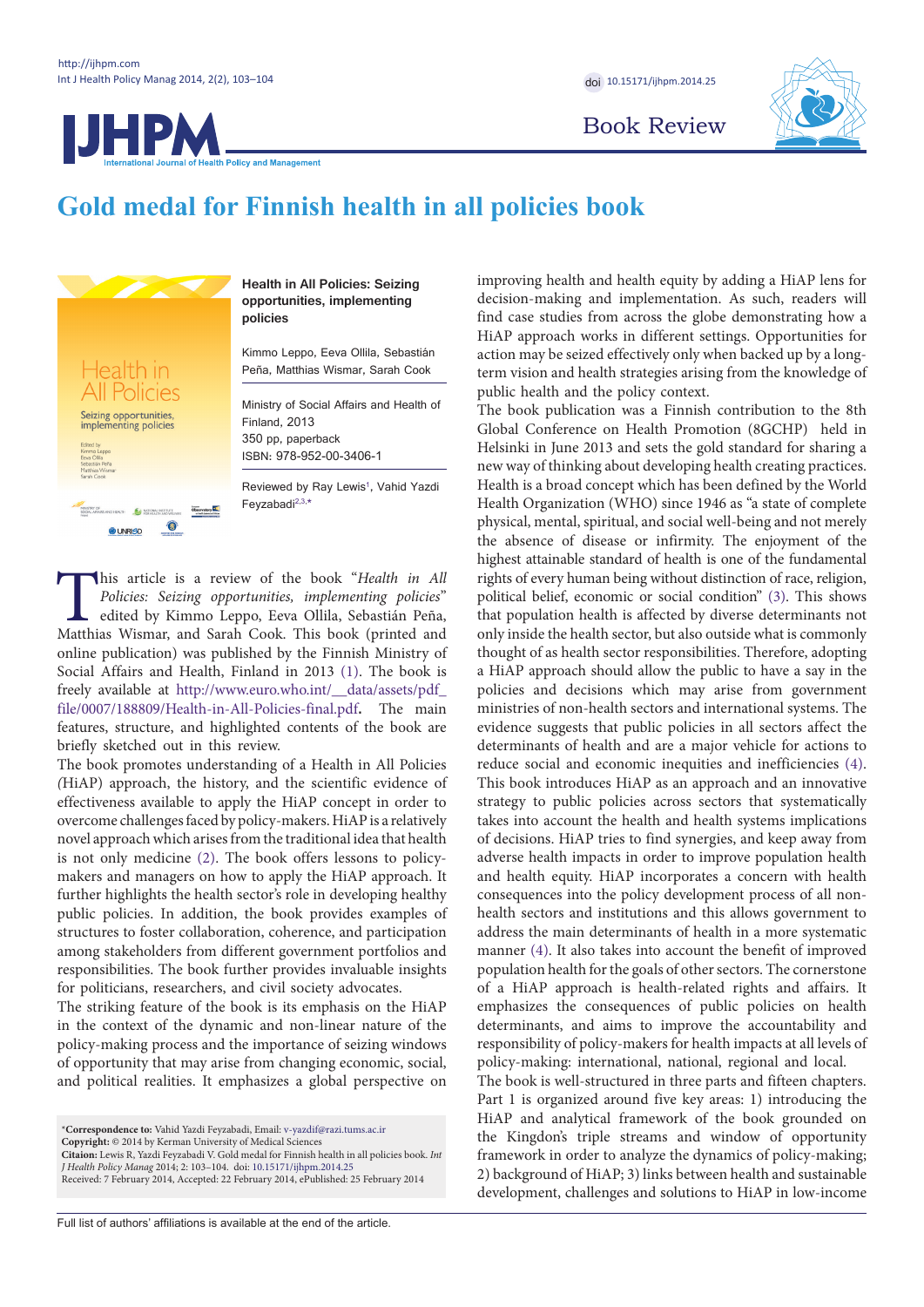Book Review

# Gold medal for Finnish health in all policies book

**Health in All Policies: Seizing opportunities, implementing policies**

Kimmo Leppo, Eeva Ollila, Sebastián Peña, Matthias Wismar, Sarah Cook

Ministry of Social Affairs and Health of Finland, 2013
350 pp, paperback
ISBN: 978-952-00-3406-1

Reviewed by Ray Lewis[1], Vahid Yazdi Feyzabadi[2,3,*]

This article is a review of the book "*Health in All Policies: Seizing opportunities, implementing policies*" edited by Kimmo Leppo, Eeva Ollila, Sebastián Peña, Matthias Wismar, and Sarah Cook. This book (printed and online publication) was published by the Finnish Ministry of Social Affairs and Health, Finland in 2013 (1). The book is freely available at http://www.euro.who.int/__data/assets/pdf_file/0007/188809/Health-in-All-Policies-final.pdf. The main features, structure, and highlighted contents of the book are briefly sketched out in this review.

The book promotes understanding of a Health in All Policies (HiAP) approach, the history, and the scientific evidence of effectiveness available to apply the HiAP concept in order to overcome challenges faced by policy-makers. HiAP is a relatively novel approach which arises from the traditional idea that health is not only medicine (2). The book offers lessons to policy-makers and managers on how to apply the HiAP approach. It further highlights the health sector's role in developing healthy public policies. In addition, the book provides examples of structures to foster collaboration, coherence, and participation among stakeholders from different government portfolios and responsibilities. The book further provides invaluable insights for politicians, researchers, and civil society advocates.

The striking feature of the book is its emphasis on the HiAP in the context of the dynamic and non-linear nature of the policy-making process and the importance of seizing windows of opportunity that may arise from changing economic, social, and political realities. It emphasizes a global perspective on improving health and health equity by adding a HiAP lens for decision-making and implementation. As such, readers will find case studies from across the globe demonstrating how a HiAP approach works in different settings. Opportunities for action may be seized effectively only when backed up by a long-term vision and health strategies arising from the knowledge of public health and the policy context.

The book publication was a Finnish contribution to the 8th Global Conference on Health Promotion (8GCHP) held in Helsinki in June 2013 and sets the gold standard for sharing a new way of thinking about developing health creating practices.

Health is a broad concept which has been defined by the World Health Organization (WHO) since 1946 as "a state of complete physical, mental, spiritual, and social well-being and not merely the absence of disease or infirmity. The enjoyment of the highest attainable standard of health is one of the fundamental rights of every human being without distinction of race, religion, political belief, economic or social condition" (3). This shows that population health is affected by diverse determinants not only inside the health sector, but also outside what is commonly thought of as health sector responsibilities. Therefore, adopting a HiAP approach should allow the public to have a say in the policies and decisions which may arise from government ministries of non-health sectors and international systems. The evidence suggests that public policies in all sectors affect the determinants of health and are a major vehicle for actions to reduce social and economic inequities and inefficiencies (4).

This book introduces HiAP as an approach and an innovative strategy to public policies across sectors that systematically takes into account the health and health systems implications of decisions. HiAP tries to find synergies, and keep away from adverse health impacts in order to improve population health and health equity. HiAP incorporates a concern with health consequences into the policy development process of all non-health sectors and institutions and this allows government to address the main determinants of health in a more systematic manner (4). It also takes into account the benefit of improved population health for the goals of other sectors. The cornerstone of a HiAP approach is health-related rights and affairs. It emphasizes the consequences of public policies on health determinants, and aims to improve the accountability and responsibility of policy-makers for health impacts at all levels of policy-making: international, national, regional and local.

The book is well-structured in three parts and fifteen chapters. Part 1 is organized around five key areas: 1) introducing the HiAP and analytical framework of the book grounded on the Kingdon's triple streams and window of opportunity framework in order to analyze the dynamics of policy-making; 2) background of HiAP; 3) links between health and sustainable development, challenges and solutions to HiAP in low-income

*Correspondence to: Vahid Yazdi Feyzabadi, Email: v-yazdif@razi.tums.ac.ir
**Copyright:** © 2014 by Kerman University of Medical Sciences
**Citation:** Lewis R, Yazdi Feyzabadi V. Gold medal for Finnish health in all policies book. *Int J Health Policy Manag* 2014; 2: 103–104. doi: 10.15171/ijhpm.2014.25
Received: 7 February 2014, Accepted: 22 February 2014, ePublished: 25 February 2014

Full list of authors' affiliations is available at the end of the article.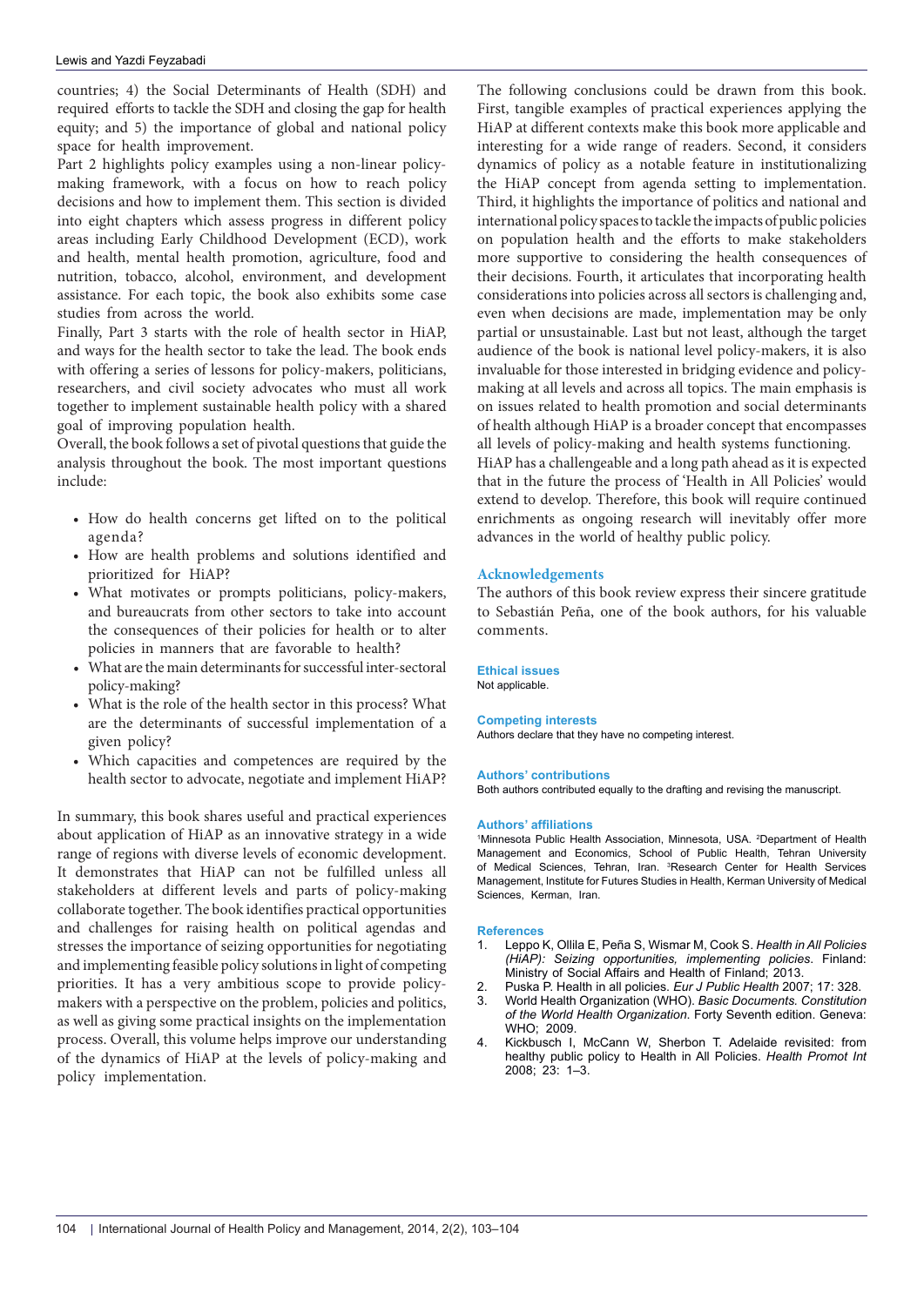countries; 4) the Social Determinants of Health (SDH) and required efforts to tackle the SDH and closing the gap for health equity; and 5) the importance of global and national policy space for health improvement.

Part 2 highlights policy examples using a non-linear policy-making framework, with a focus on how to reach policy decisions and how to implement them. This section is divided into eight chapters which assess progress in different policy areas including Early Childhood Development (ECD), work and health, mental health promotion, agriculture, food and nutrition, tobacco, alcohol, environment, and development assistance. For each topic, the book also exhibits some case studies from across the world.

Finally, Part 3 starts with the role of health sector in HiAP, and ways for the health sector to take the lead. The book ends with offering a series of lessons for policy-makers, politicians, researchers, and civil society advocates who must all work together to implement sustainable health policy with a shared goal of improving population health.

Overall, the book follows a set of pivotal questions that guide the analysis throughout the book. The most important questions include:

- How do health concerns get lifted on to the political agenda?
- How are health problems and solutions identified and prioritized for HiAP?
- What motivates or prompts politicians, policy-makers, and bureaucrats from other sectors to take into account the consequences of their policies for health or to alter policies in manners that are favorable to health?
- What are the main determinants for successful inter-sectoral policy-making?
- What is the role of the health sector in this process? What are the determinants of successful implementation of a given policy?
- Which capacities and competences are required by the health sector to advocate, negotiate and implement HiAP?

In summary, this book shares useful and practical experiences about application of HiAP as an innovative strategy in a wide range of regions with diverse levels of economic development. It demonstrates that HiAP can not be fulfilled unless all stakeholders at different levels and parts of policy-making collaborate together. The book identifies practical opportunities and challenges for raising health on political agendas and stresses the importance of seizing opportunities for negotiating and implementing feasible policy solutions in light of competing priorities. It has a very ambitious scope to provide policy-makers with a perspective on the problem, policies and politics, as well as giving some practical insights on the implementation process. Overall, this volume helps improve our understanding of the dynamics of HiAP at the levels of policy-making and policy implementation.

The following conclusions could be drawn from this book. First, tangible examples of practical experiences applying the HiAP at different contexts make this book more applicable and interesting for a wide range of readers. Second, it considers dynamics of policy as a notable feature in institutionalizing the HiAP concept from agenda setting to implementation. Third, it highlights the importance of politics and national and international policy spaces to tackle the impacts of public policies on population health and the efforts to make stakeholders more supportive to considering the health consequences of their decisions. Fourth, it articulates that incorporating health considerations into policies across all sectors is challenging and, even when decisions are made, implementation may be only partial or unsustainable. Last but not least, although the target audience of the book is national level policy-makers, it is also invaluable for those interested in bridging evidence and policy-making at all levels and across all topics. The main emphasis is on issues related to health promotion and social determinants of health although HiAP is a broader concept that encompasses all levels of policy-making and health systems functioning.

HiAP has a challengeable and a long path ahead as it is expected that in the future the process of 'Health in All Policies' would extend to develop. Therefore, this book will require continued enrichments as ongoing research will inevitably offer more advances in the world of healthy public policy.

## Acknowledgements

The authors of this book review express their sincere gratitude to Sebastián Peña, one of the book authors, for his valuable comments.

### Ethical issues

Not applicable.

### Competing interests

Authors declare that they have no competing interest.

### Authors' contributions

Both authors contributed equally to the drafting and revising the manuscript.

### Authors' affiliations

[1]Minnesota Public Health Association, Minnesota, USA. [2]Department of Health Management and Economics, School of Public Health, Tehran University of Medical Sciences, Tehran, Iran. [3]Research Center for Health Services Management, Institute for Futures Studies in Health, Kerman University of Medical Sciences, Kerman, Iran.

### References

1. Leppo K, Ollila E, Peña S, Wismar M, Cook S. *Health in All Policies (HiAP): Seizing opportunities, implementing policies*. Finland: Ministry of Social Affairs and Health of Finland; 2013.
2. Puska P. Health in all policies. *Eur J Public Health* 2007; 17: 328.
3. World Health Organization (WHO). *Basic Documents. Constitution of the World Health Organization*. Forty Seventh edition. Geneva: WHO; 2009.
4. Kickbusch I, McCann W, Sherbon T. Adelaide revisited: from healthy public policy to Health in All Policies. *Health Promot Int* 2008; 23: 1–3.